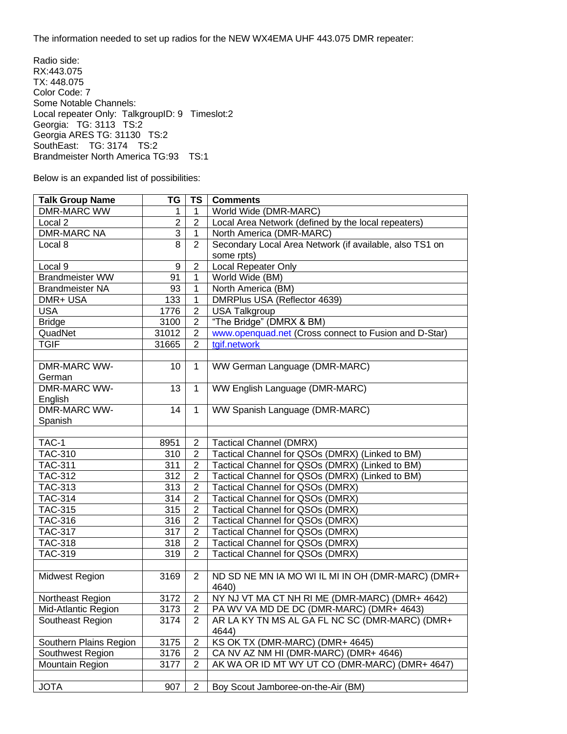The information needed to set up radios for the NEW WX4EMA UHF 443.075 DMR repeater:

Radio side:
RX:443.075
TX: 448.075
Color Code: 7
Some Notable Channels:
Local repeater Only: TalkgroupID: 9 Timeslot:2
Georgia: TG: 3113 TS:2
Georgia ARES TG: 31130 TS:2
SouthEast: TG: 3174 TS:2
Brandmeister North America TG:93 TS:1

Below is an expanded list of possibilities:

| Talk Group Name | TG | TS | Comments |
|---|---|---|---|
| DMR-MARC WW | 1 | 1 | World Wide (DMR-MARC) |
| Local 2 | 2 | 2 | Local Area Network (defined by the local repeaters) |
| DMR-MARC NA | 3 | 1 | North America (DMR-MARC) |
| Local 8 | 8 | 2 | Secondary Local Area Network (if available, also TS1 on some rpts) |
| Local 9 | 9 | 2 | Local Repeater Only |
| Brandmeister WW | 91 | 1 | World Wide (BM) |
| Brandmeister NA | 93 | 1 | North America (BM) |
| DMR+ USA | 133 | 1 | DMRPlus USA (Reflector 4639) |
| USA | 1776 | 2 | USA Talkgroup |
| Bridge | 3100 | 2 | "The Bridge" (DMRX & BM) |
| QuadNet | 31012 | 2 | www.openquad.net (Cross connect to Fusion and D-Star) |
| TGIF | 31665 | 2 | tgif.network |
| | | | |
| DMR-MARC WW-German | 10 | 1 | WW German Language (DMR-MARC) |
| DMR-MARC WW-English | 13 | 1 | WW English Language (DMR-MARC) |
| DMR-MARC WW-Spanish | 14 | 1 | WW Spanish Language (DMR-MARC) |
| | | | |
| TAC-1 | 8951 | 2 | Tactical Channel (DMRX) |
| TAC-310 | 310 | 2 | Tactical Channel for QSOs (DMRX) (Linked to BM) |
| TAC-311 | 311 | 2 | Tactical Channel for QSOs (DMRX) (Linked to BM) |
| TAC-312 | 312 | 2 | Tactical Channel for QSOs (DMRX) (Linked to BM) |
| TAC-313 | 313 | 2 | Tactical Channel for QSOs (DMRX) |
| TAC-314 | 314 | 2 | Tactical Channel for QSOs (DMRX) |
| TAC-315 | 315 | 2 | Tactical Channel for QSOs (DMRX) |
| TAC-316 | 316 | 2 | Tactical Channel for QSOs (DMRX) |
| TAC-317 | 317 | 2 | Tactical Channel for QSOs (DMRX) |
| TAC-318 | 318 | 2 | Tactical Channel for QSOs (DMRX) |
| TAC-319 | 319 | 2 | Tactical Channel for QSOs (DMRX) |
| | | | |
| Midwest Region | 3169 | 2 | ND SD NE MN IA MO WI IL MI IN OH (DMR-MARC) (DMR+ 4640) |
| Northeast Region | 3172 | 2 | NY NJ VT MA CT NH RI ME (DMR-MARC) (DMR+ 4642) |
| Mid-Atlantic Region | 3173 | 2 | PA WV VA MD DE DC (DMR-MARC) (DMR+ 4643) |
| Southeast Region | 3174 | 2 | AR LA KY TN MS AL GA FL NC SC (DMR-MARC) (DMR+ 4644) |
| Southern Plains Region | 3175 | 2 | KS OK TX (DMR-MARC) (DMR+ 4645) |
| Southwest Region | 3176 | 2 | CA NV AZ NM HI (DMR-MARC) (DMR+ 4646) |
| Mountain Region | 3177 | 2 | AK WA OR ID MT WY UT CO (DMR-MARC) (DMR+ 4647) |
| | | | |
| JOTA | 907 | 2 | Boy Scout Jamboree-on-the-Air (BM) |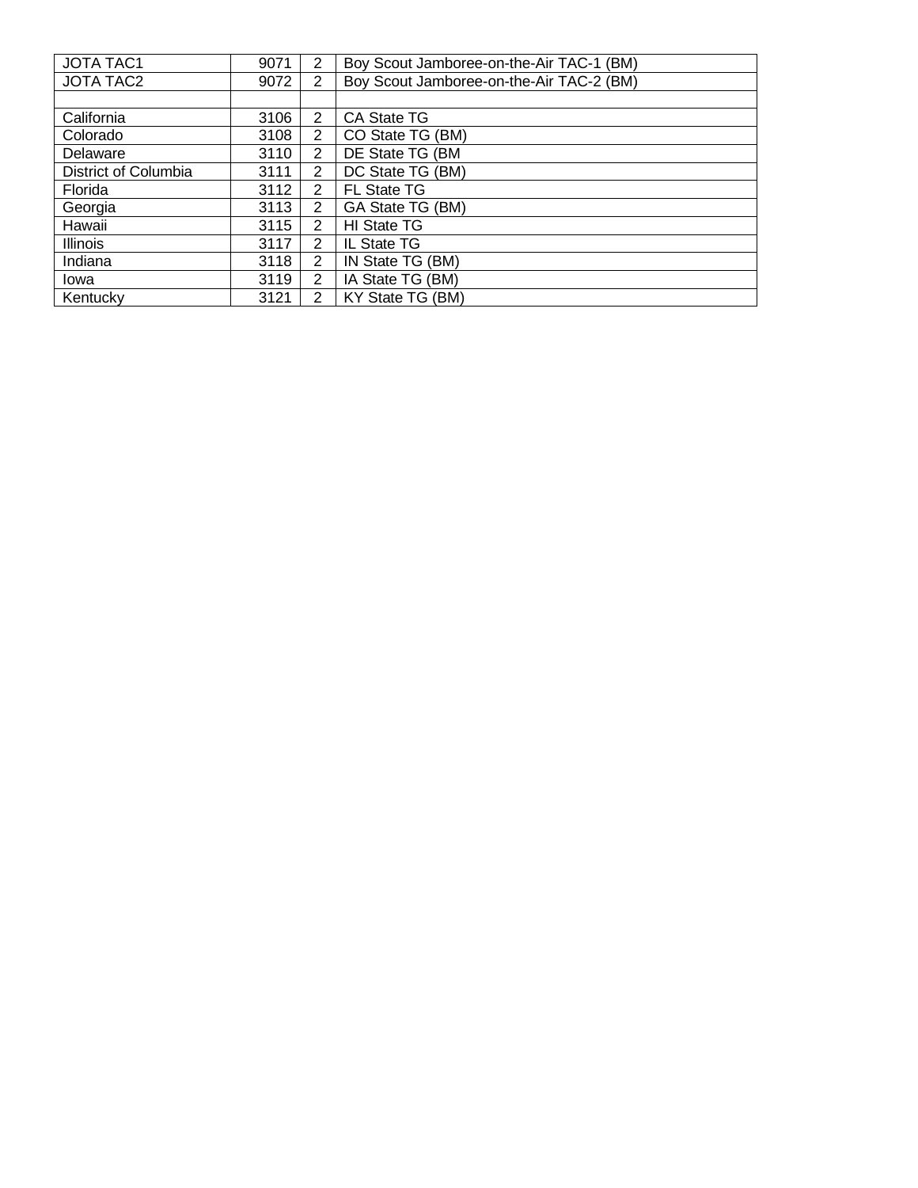| | | | |
|---|---|---|---|
| JOTA TAC1 | 9071 | 2 | Boy Scout Jamboree-on-the-Air TAC-1 (BM) |
| JOTA TAC2 | 9072 | 2 | Boy Scout Jamboree-on-the-Air TAC-2 (BM) |
| | | | |
| California | 3106 | 2 | CA State TG |
| Colorado | 3108 | 2 | CO State TG (BM) |
| Delaware | 3110 | 2 | DE State TG (BM |
| District of Columbia | 3111 | 2 | DC State TG (BM) |
| Florida | 3112 | 2 | FL State TG |
| Georgia | 3113 | 2 | GA State TG (BM) |
| Hawaii | 3115 | 2 | HI State TG |
| Illinois | 3117 | 2 | IL State TG |
| Indiana | 3118 | 2 | IN State TG (BM) |
| Iowa | 3119 | 2 | IA State TG (BM) |
| Kentucky | 3121 | 2 | KY State TG (BM) |